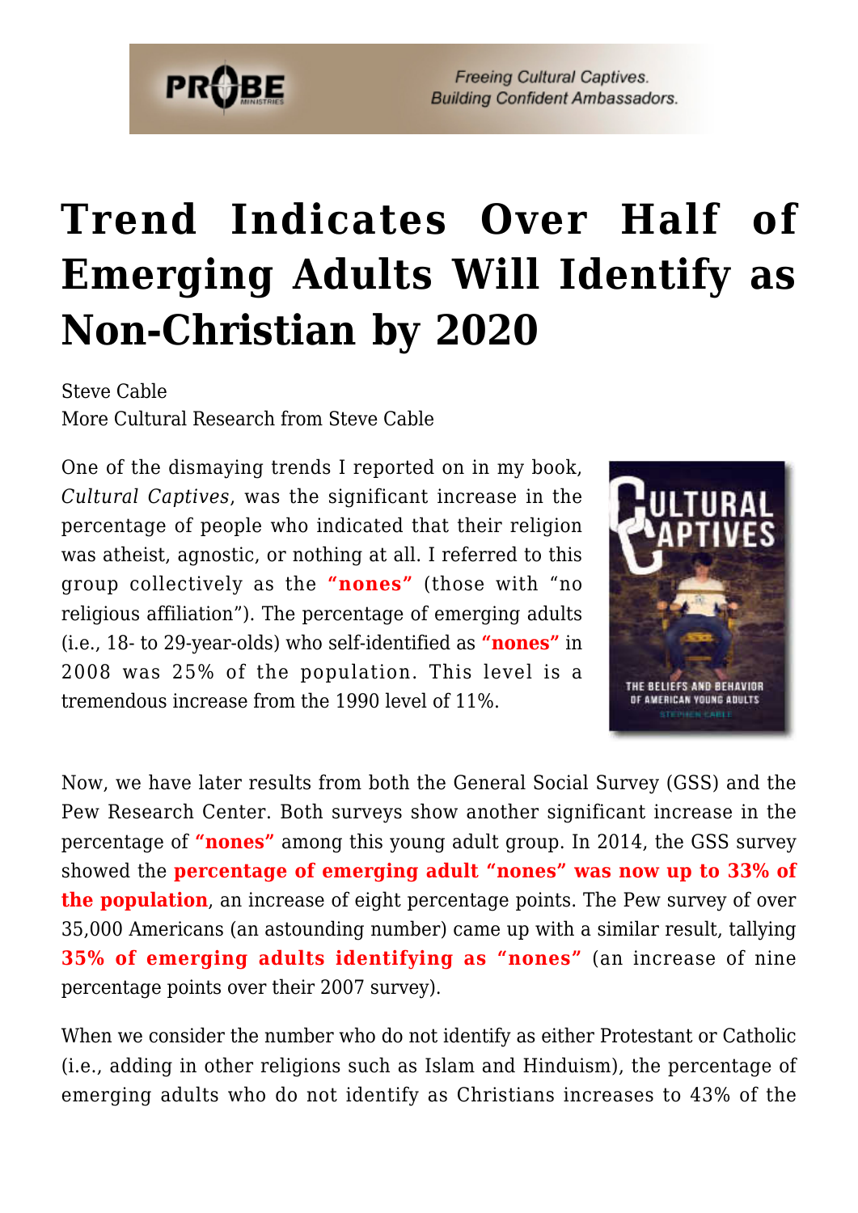# Trend Indicates Over Half of Emerging Adults Will Identify as Non-Christian by 2020

Steve Cable
More Cultural Research from Steve Cable

One of the dismaying trends I reported on in my book, *Cultural Captives*, was the significant increase in the percentage of people who indicated that their religion was atheist, agnostic, or nothing at all. I referred to this group collectively as the **"nones"** (those with "no religious affiliation"). The percentage of emerging adults (i.e., 18- to 29-year-olds) who self-identified as **"nones"** in 2008 was 25% of the population. This level is a tremendous increase from the 1990 level of 11%.

Now, we have later results from both the General Social Survey (GSS) and the Pew Research Center. Both surveys show another significant increase in the percentage of **"nones"** among this young adult group. In 2014, the GSS survey showed the **percentage of emerging adult "nones" was now up to 33% of the population**, an increase of eight percentage points. The Pew survey of over 35,000 Americans (an astounding number) came up with a similar result, tallying **35% of emerging adults identifying as "nones"** (an increase of nine percentage points over their 2007 survey).

When we consider the number who do not identify as either Protestant or Catholic (i.e., adding in other religions such as Islam and Hinduism), the percentage of emerging adults who do not identify as Christians increases to 43% of the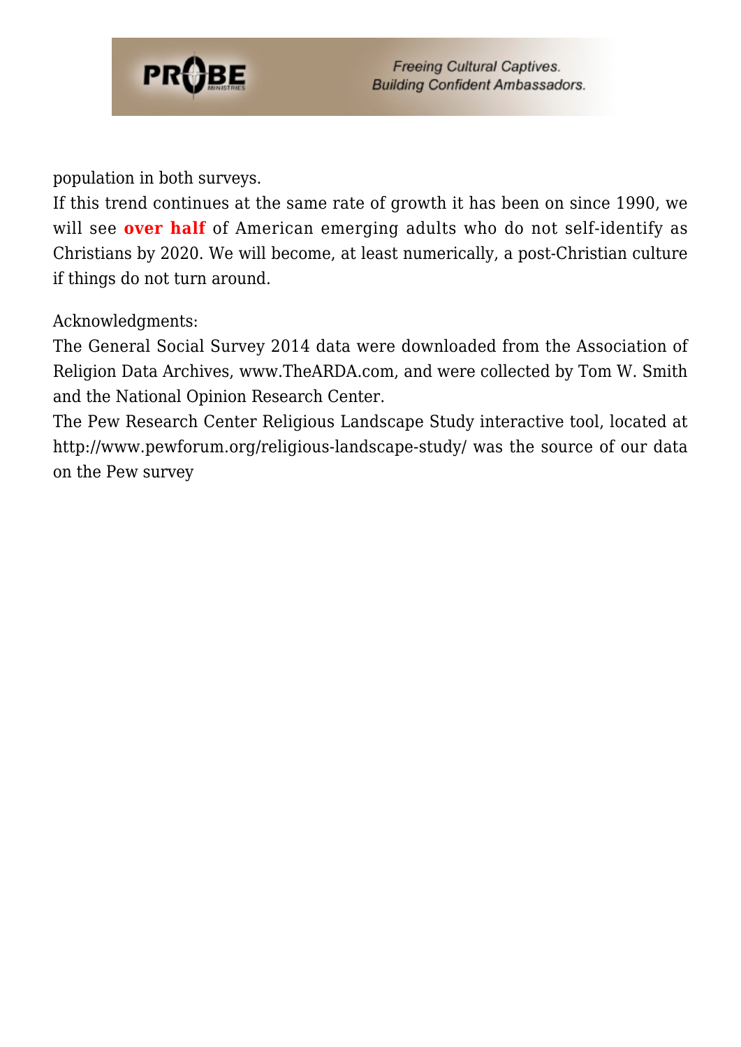population in both surveys.

If this trend continues at the same rate of growth it has been on since 1990, we will see **over half** of American emerging adults who do not self-identify as Christians by 2020. We will become, at least numerically, a post-Christian culture if things do not turn around.

Acknowledgments:

The General Social Survey 2014 data were downloaded from the Association of Religion Data Archives, www.TheARDA.com, and were collected by Tom W. Smith and the National Opinion Research Center.

The Pew Research Center Religious Landscape Study interactive tool, located at http://www.pewforum.org/religious-landscape-study/ was the source of our data on the Pew survey